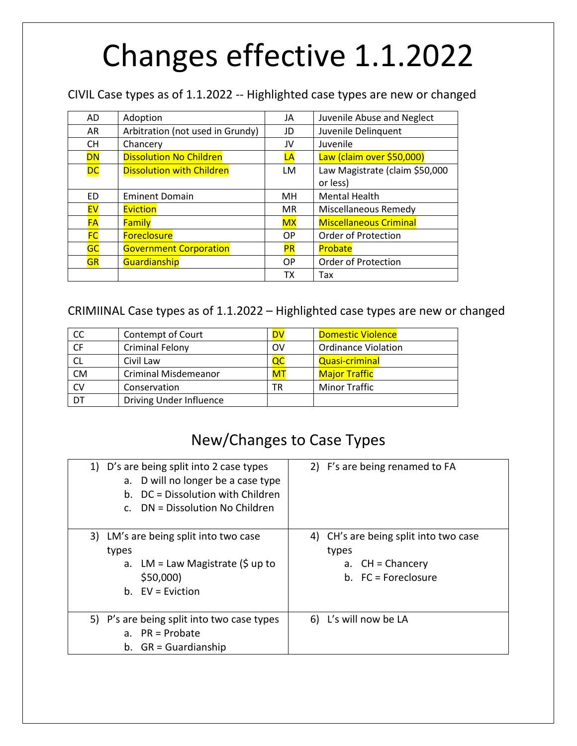# Changes effective 1.1.2022

CIVIL Case types as of 1.1.2022 -- Highlighted case types are new or changed

| AD | Adoption | JA | Juvenile Abuse and Neglect |
|---|---|---|---|
| AR | Arbitration (not used in Grundy) | JD | Juvenile Delinquent |
| CH | Chancery | JV | Juvenile |
| DN | Dissolution No Children | LA | Law (claim over $50,000) |
| DC | Dissolution with Children | LM | Law Magistrate (claim $50,000 or less) |
| ED | Eminent Domain | MH | Mental Health |
| EV | Eviction | MR | Miscellaneous Remedy |
| FA | Family | MX | Miscellaneous Criminal |
| FC | Foreclosure | OP | Order of Protection |
| GC | Government Corporation | PR | Probate |
| GR | Guardianship | OP | Order of Protection |
| | | TX | Tax |

CRIMIINAL Case types as of 1.1.2022 – Highlighted case types are new or changed

| CC | Contempt of Court | DV | Domestic Violence |
|---|---|---|---|
| CF | Criminal Felony | OV | Ordinance Violation |
| CL | Civil Law | QC | Quasi-criminal |
| CM | Criminal Misdemeanor | MT | Major Traffic |
| CV | Conservation | TR | Minor Traffic |
| DT | Driving Under Influence | | |

## New/Changes to Case Types

| | |
|---|---|
| 1) D's are being split into 2 case types<br>a. D will no longer be a case type<br>b. DC = Dissolution with Children<br>c. DN = Dissolution No Children | 2) F's are being renamed to FA |
| 3) LM's are being split into two case types<br>a. LM = Law Magistrate ($ up to $50,000)<br>b. EV = Eviction | 4) CH's are being split into two case types<br>a. CH = Chancery<br>b. FC = Foreclosure |
| 5) P's are being split into two case types<br>a. PR = Probate<br>b. GR = Guardianship | 6) L's will now be LA |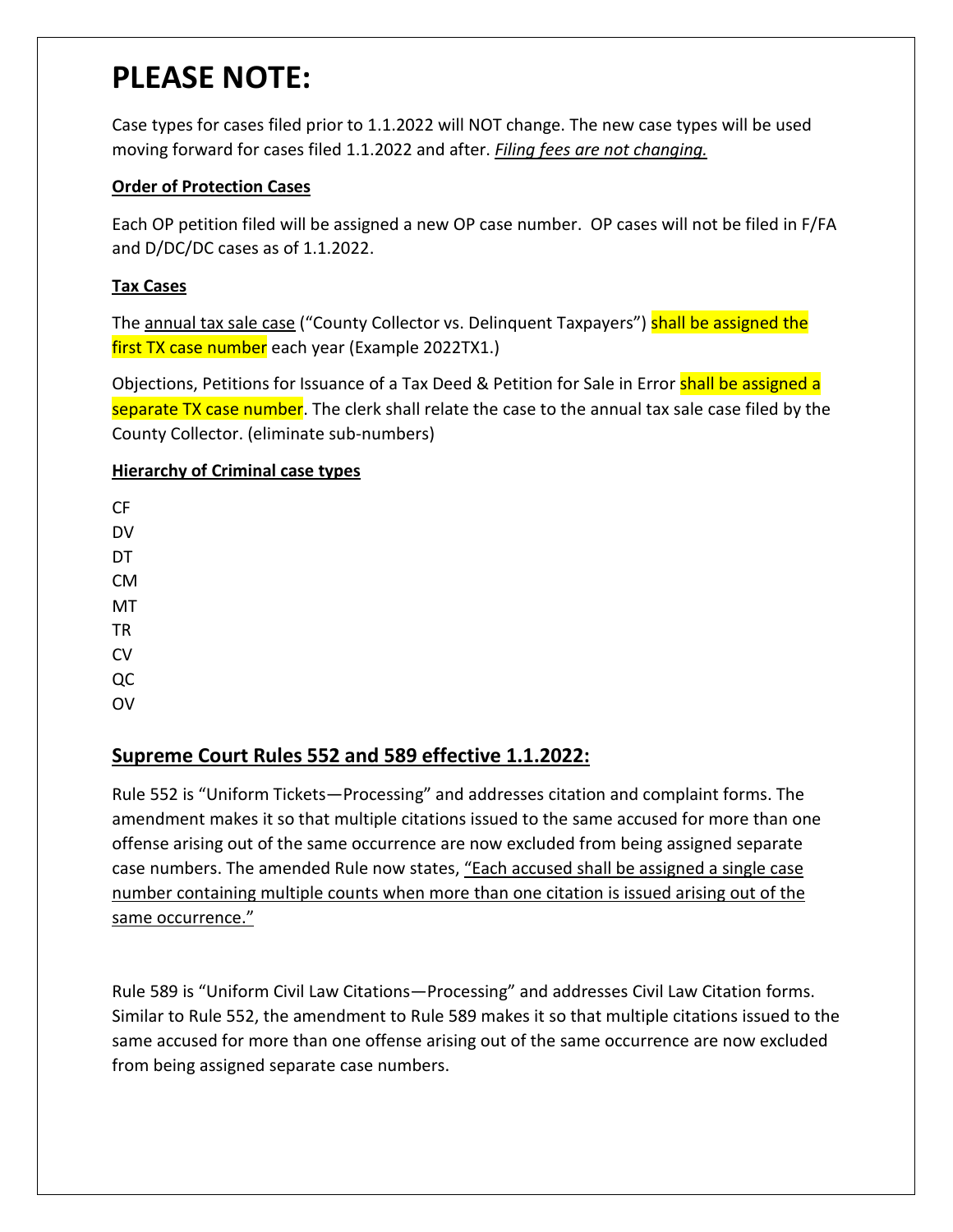# PLEASE NOTE:

Case types for cases filed prior to 1.1.2022 will NOT change. The new case types will be used moving forward for cases filed 1.1.2022 and after. *Filing fees are not changing.*

**Order of Protection Cases**

Each OP petition filed will be assigned a new OP case number. OP cases will not be filed in F/FA and D/DC/DC cases as of 1.1.2022.

**Tax Cases**

The annual tax sale case ("County Collector vs. Delinquent Taxpayers") shall be assigned the first TX case number each year (Example 2022TX1.)

Objections, Petitions for Issuance of a Tax Deed & Petition for Sale in Error shall be assigned a separate TX case number. The clerk shall relate the case to the annual tax sale case filed by the County Collector. (eliminate sub-numbers)

**Hierarchy of Criminal case types**

CF
DV
DT
CM
MT
TR
CV
QC
OV

## Supreme Court Rules 552 and 589 effective 1.1.2022:

Rule 552 is "Uniform Tickets—Processing" and addresses citation and complaint forms. The amendment makes it so that multiple citations issued to the same accused for more than one offense arising out of the same occurrence are now excluded from being assigned separate case numbers. The amended Rule now states, "Each accused shall be assigned a single case number containing multiple counts when more than one citation is issued arising out of the same occurrence."

Rule 589 is "Uniform Civil Law Citations—Processing" and addresses Civil Law Citation forms. Similar to Rule 552, the amendment to Rule 589 makes it so that multiple citations issued to the same accused for more than one offense arising out of the same occurrence are now excluded from being assigned separate case numbers.